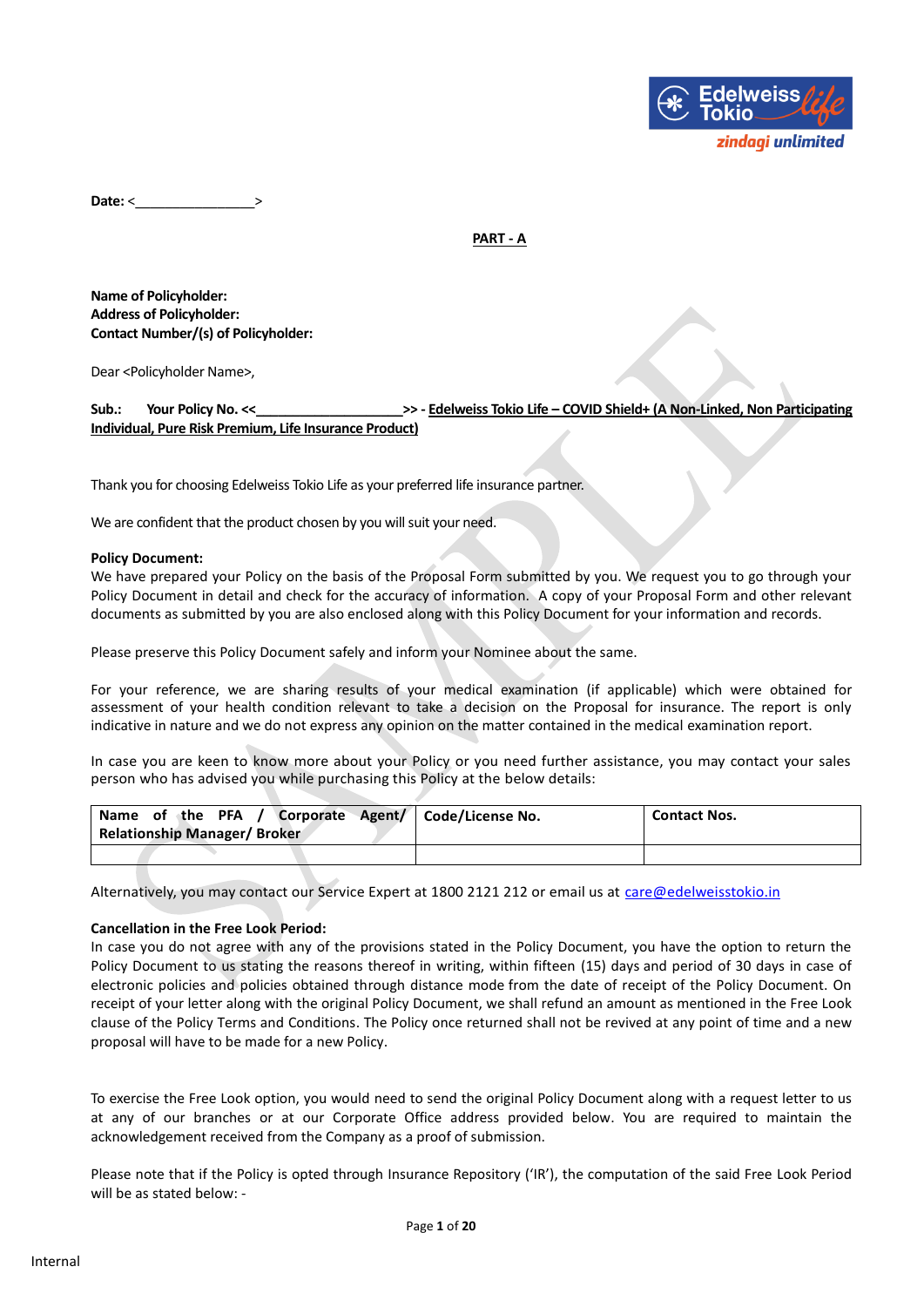**Date:** <________________>

**PART - A**

**Name of Policyholder:**
**Address of Policyholder:**
**Contact Number/(s) of Policyholder:**

Dear <Policyholder Name>,

**Sub.: Your Policy No. <<____________________>> - Edelweiss Tokio Life – COVID Shield+ (A Non-Linked, Non Participating Individual, Pure Risk Premium, Life Insurance Product)**

Thank you for choosing Edelweiss Tokio Life as your preferred life insurance partner.

We are confident that the product chosen by you will suit your need.

**Policy Document:**
We have prepared your Policy on the basis of the Proposal Form submitted by you. We request you to go through your Policy Document in detail and check for the accuracy of information. A copy of your Proposal Form and other relevant documents as submitted by you are also enclosed along with this Policy Document for your information and records.

Please preserve this Policy Document safely and inform your Nominee about the same.

For your reference, we are sharing results of your medical examination (if applicable) which were obtained for assessment of your health condition relevant to take a decision on the Proposal for insurance. The report is only indicative in nature and we do not express any opinion on the matter contained in the medical examination report.

In case you are keen to know more about your Policy or you need further assistance, you may contact your sales person who has advised you while purchasing this Policy at the below details:

| Name of the PFA / Corporate Agent/ Relationship Manager/ Broker | Code/License No. | Contact Nos. |
|---|---|---|
| | | |

Alternatively, you may contact our Service Expert at 1800 2121 212 or email us at care@edelweisstokio.in

**Cancellation in the Free Look Period:**
In case you do not agree with any of the provisions stated in the Policy Document, you have the option to return the Policy Document to us stating the reasons thereof in writing, within fifteen (15) days and period of 30 days in case of electronic policies and policies obtained through distance mode from the date of receipt of the Policy Document. On receipt of your letter along with the original Policy Document, we shall refund an amount as mentioned in the Free Look clause of the Policy Terms and Conditions. The Policy once returned shall not be revived at any point of time and a new proposal will have to be made for a new Policy.

To exercise the Free Look option, you would need to send the original Policy Document along with a request letter to us at any of our branches or at our Corporate Office address provided below. You are required to maintain the acknowledgement received from the Company as a proof of submission.

Please note that if the Policy is opted through Insurance Repository ('IR'), the computation of the said Free Look Period will be as stated below: -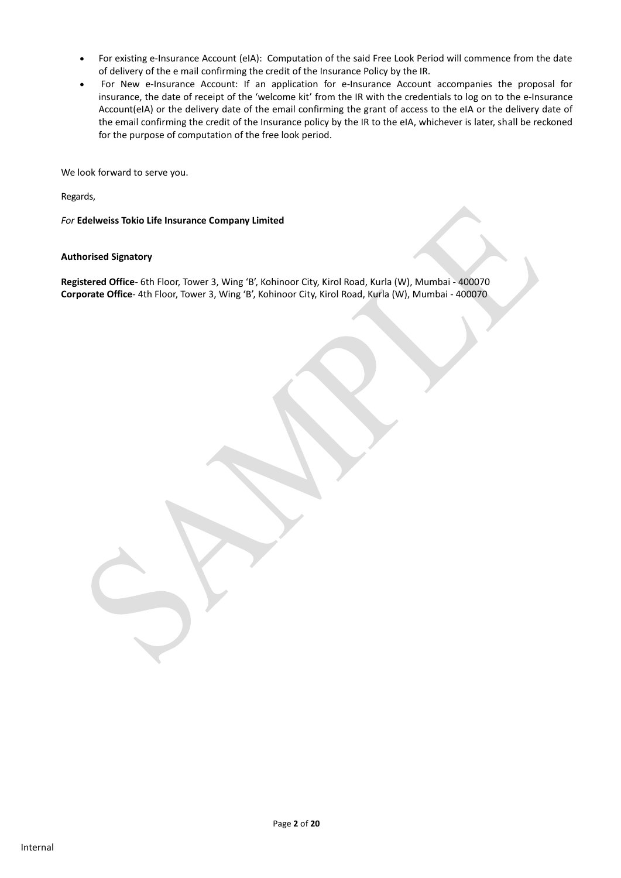- For existing e-Insurance Account (eIA): Computation of the said Free Look Period will commence from the date of delivery of the e mail confirming the credit of the Insurance Policy by the IR.
- For New e-Insurance Account: If an application for e-Insurance Account accompanies the proposal for insurance, the date of receipt of the 'welcome kit' from the IR with the credentials to log on to the e-Insurance Account(eIA) or the delivery date of the email confirming the grant of access to the eIA or the delivery date of the email confirming the credit of the Insurance policy by the IR to the eIA, whichever is later, shall be reckoned for the purpose of computation of the free look period.

We look forward to serve you.

Regards,

*For* **Edelweiss Tokio Life Insurance Company Limited**

**Authorised Signatory**

**Registered Office**- 6th Floor, Tower 3, Wing 'B', Kohinoor City, Kirol Road, Kurla (W), Mumbai - 400070
**Corporate Office**- 4th Floor, Tower 3, Wing 'B', Kohinoor City, Kirol Road, Kurla (W), Mumbai - 400070

Internal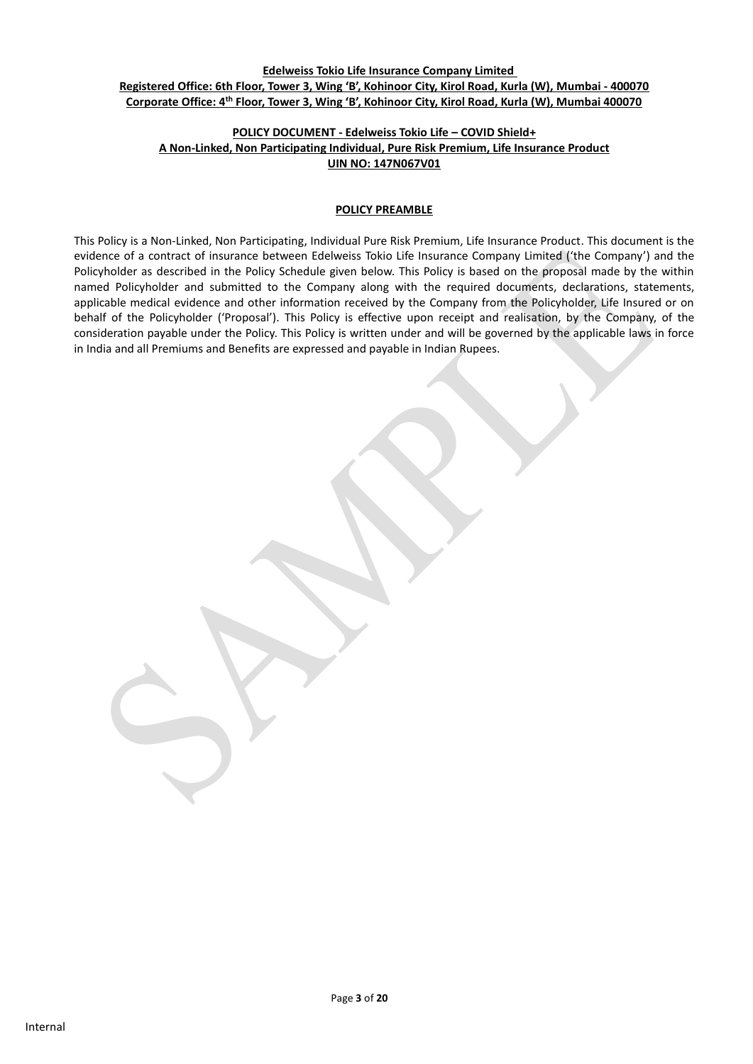**Edelweiss Tokio Life Insurance Company Limited**
**Registered Office: 6th Floor, Tower 3, Wing 'B', Kohinoor City, Kirol Road, Kurla (W), Mumbai - 400070**
**Corporate Office: 4th Floor, Tower 3, Wing 'B', Kohinoor City, Kirol Road, Kurla (W), Mumbai 400070**

**POLICY DOCUMENT - Edelweiss Tokio Life – COVID Shield+**
**A Non-Linked, Non Participating Individual, Pure Risk Premium, Life Insurance Product**
**UIN NO: 147N067V01**

## POLICY PREAMBLE

This Policy is a Non-Linked, Non Participating, Individual Pure Risk Premium, Life Insurance Product. This document is the evidence of a contract of insurance between Edelweiss Tokio Life Insurance Company Limited ('the Company') and the Policyholder as described in the Policy Schedule given below. This Policy is based on the proposal made by the within named Policyholder and submitted to the Company along with the required documents, declarations, statements, applicable medical evidence and other information received by the Company from the Policyholder, Life Insured or on behalf of the Policyholder ('Proposal'). This Policy is effective upon receipt and realisation, by the Company, of the consideration payable under the Policy. This Policy is written under and will be governed by the applicable laws in force in India and all Premiums and Benefits are expressed and payable in Indian Rupees.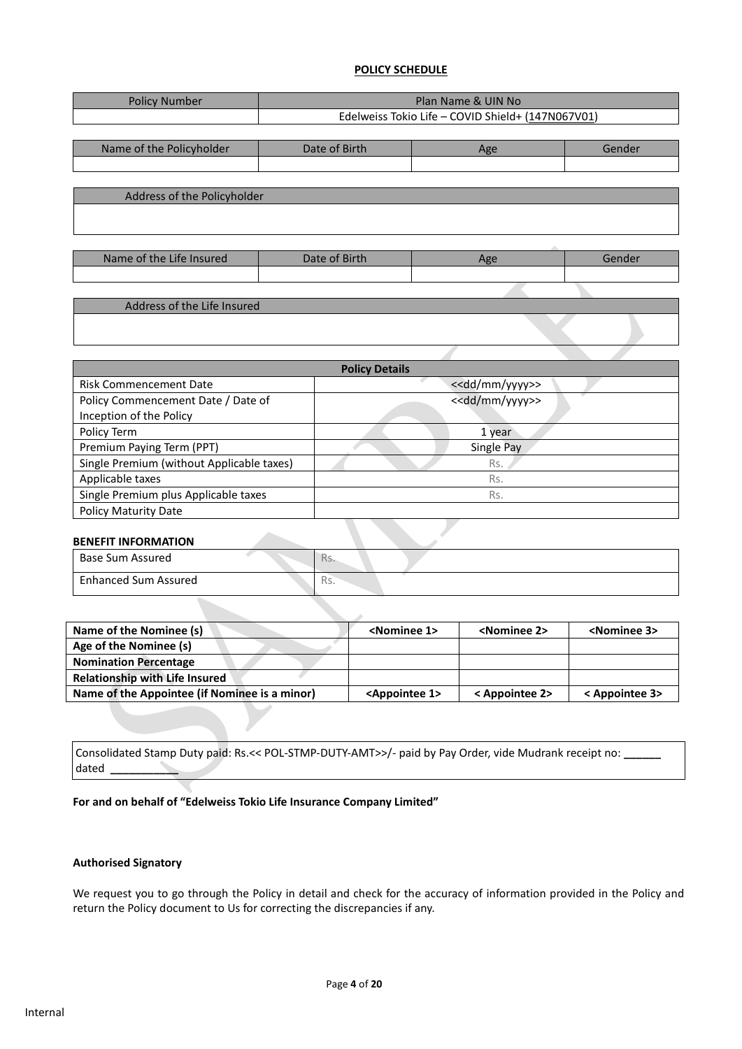## POLICY SCHEDULE

| Policy Number | Plan Name & UIN No |
|---|---|
| | Edelweiss Tokio Life – COVID Shield+ (147N067V01) |

| Name of the Policyholder | Date of Birth | Age | Gender |
|---|---|---|---|
| | | | |

| Address of the Policyholder |
|---|
| |

| Name of the Life Insured | Date of Birth | Age | Gender |
|---|---|---|---|
| | | | |

| Address of the Life Insured |
|---|
| |

| Policy Details | |
|---|---|
| Risk Commencement Date | <<dd/mm/yyyy>> |
| Policy Commencement Date / Date of Inception of the Policy | <<dd/mm/yyyy>> |
| Policy Term | 1 year |
| Premium Paying Term (PPT) | Single Pay |
| Single Premium (without Applicable taxes) | Rs. |
| Applicable taxes | Rs. |
| Single Premium plus Applicable taxes | Rs. |
| Policy Maturity Date | |

**BENEFIT INFORMATION**

| | |
|---|---|
| Base Sum Assured | Rs. |
| Enhanced Sum Assured | Rs. |

| Name of the Nominee (s) | <Nominee 1> | <Nominee 2> | <Nominee 3> |
|---|---|---|---|
| **Age of the Nominee (s)** | | | |
| **Nomination Percentage** | | | |
| **Relationship with Life Insured** | | | |
| **Name of the Appointee (if Nominee is a minor)** | <Appointee 1> | < Appointee 2> | < Appointee 3> |

Consolidated Stamp Duty paid: Rs.<< POL-STMP-DUTY-AMT>>/- paid by Pay Order, vide Mudrank receipt no: ______ dated __________

**For and on behalf of "Edelweiss Tokio Life Insurance Company Limited"**

**Authorised Signatory**

We request you to go through the Policy in detail and check for the accuracy of information provided in the Policy and return the Policy document to Us for correcting the discrepancies if any.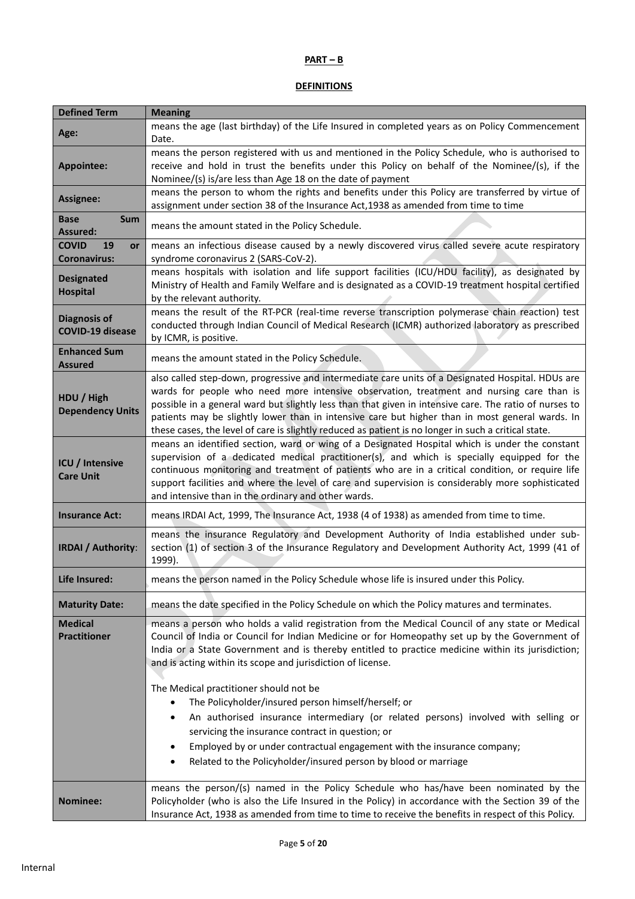**PART – B**

**DEFINITIONS**

| Defined Term | Meaning |
|---|---|
| **Age:** | means the age (last birthday) of the Life Insured in completed years as on Policy Commencement Date. |
| **Appointee:** | means the person registered with us and mentioned in the Policy Schedule, who is authorised to receive and hold in trust the benefits under this Policy on behalf of the Nominee/(s), if the Nominee/(s) is/are less than Age 18 on the date of payment |
| **Assignee:** | means the person to whom the rights and benefits under this Policy are transferred by virtue of assignment under section 38 of the Insurance Act,1938 as amended from time to time |
| **Base Sum Assured:** | means the amount stated in the Policy Schedule. |
| **COVID 19 or Coronavirus:** | means an infectious disease caused by a newly discovered virus called severe acute respiratory syndrome coronavirus 2 (SARS-CoV-2). |
| **Designated Hospital** | means hospitals with isolation and life support facilities (ICU/HDU facility), as designated by Ministry of Health and Family Welfare and is designated as a COVID-19 treatment hospital certified by the relevant authority. |
| **Diagnosis of COVID-19 disease** | means the result of the RT-PCR (real-time reverse transcription polymerase chain reaction) test conducted through Indian Council of Medical Research (ICMR) authorized laboratory as prescribed by ICMR, is positive. |
| **Enhanced Sum Assured** | means the amount stated in the Policy Schedule. |
| **HDU / High Dependency Units** | also called step-down, progressive and intermediate care units of a Designated Hospital. HDUs are wards for people who need more intensive observation, treatment and nursing care than is possible in a general ward but slightly less than that given in intensive care. The ratio of nurses to patients may be slightly lower than in intensive care but higher than in most general wards. In these cases, the level of care is slightly reduced as patient is no longer in such a critical state. |
| **ICU / Intensive Care Unit** | means an identified section, ward or wing of a Designated Hospital which is under the constant supervision of a dedicated medical practitioner(s), and which is specially equipped for the continuous monitoring and treatment of patients who are in a critical condition, or require life support facilities and where the level of care and supervision is considerably more sophisticated and intensive than in the ordinary and other wards. |
| **Insurance Act:** | means IRDAI Act, 1999, The Insurance Act, 1938 (4 of 1938) as amended from time to time. |
| **IRDAI / Authority:** | means the insurance Regulatory and Development Authority of India established under sub-section (1) of section 3 of the Insurance Regulatory and Development Authority Act, 1999 (41 of 1999). |
| **Life Insured:** | means the person named in the Policy Schedule whose life is insured under this Policy. |
| **Maturity Date:** | means the date specified in the Policy Schedule on which the Policy matures and terminates. |
| **Medical Practitioner** | means a person who holds a valid registration from the Medical Council of any state or Medical Council of India or Council for Indian Medicine or for Homeopathy set up by the Government of India or a State Government and is thereby entitled to practice medicine within its jurisdiction; and is acting within its scope and jurisdiction of license.<br><br>The Medical practitioner should not be<br>• The Policyholder/insured person himself/herself; or<br>• An authorised insurance intermediary (or related persons) involved with selling or servicing the insurance contract in question; or<br>• Employed by or under contractual engagement with the insurance company;<br>• Related to the Policyholder/insured person by blood or marriage |
| **Nominee:** | means the person/(s) named in the Policy Schedule who has/have been nominated by the Policyholder (who is also the Life Insured in the Policy) in accordance with the Section 39 of the Insurance Act, 1938 as amended from time to time to receive the benefits in respect of this Policy. |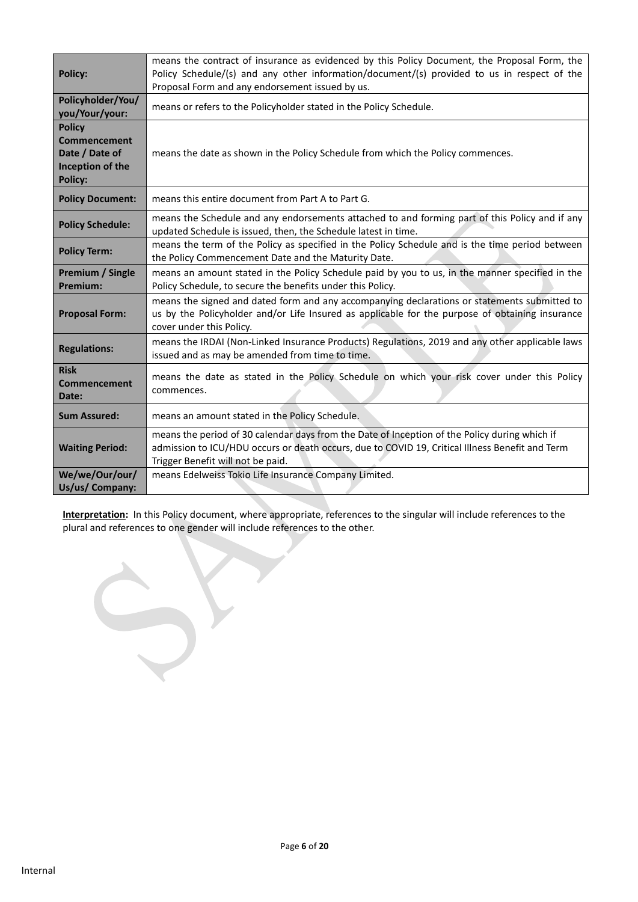| | |
|---|---|
| **Policy:** | means the contract of insurance as evidenced by this Policy Document, the Proposal Form, the Policy Schedule/(s) and any other information/document/(s) provided to us in respect of the Proposal Form and any endorsement issued by us. |
| **Policyholder/You/ you/Your/your:** | means or refers to the Policyholder stated in the Policy Schedule. |
| **Policy Commencement Date / Date of Inception of the Policy:** | means the date as shown in the Policy Schedule from which the Policy commences. |
| **Policy Document:** | means this entire document from Part A to Part G. |
| **Policy Schedule:** | means the Schedule and any endorsements attached to and forming part of this Policy and if any updated Schedule is issued, then, the Schedule latest in time. |
| **Policy Term:** | means the term of the Policy as specified in the Policy Schedule and is the time period between the Policy Commencement Date and the Maturity Date. |
| **Premium / Single Premium:** | means an amount stated in the Policy Schedule paid by you to us, in the manner specified in the Policy Schedule, to secure the benefits under this Policy. |
| **Proposal Form:** | means the signed and dated form and any accompanying declarations or statements submitted to us by the Policyholder and/or Life Insured as applicable for the purpose of obtaining insurance cover under this Policy. |
| **Regulations:** | means the IRDAI (Non-Linked Insurance Products) Regulations, 2019 and any other applicable laws issued and as may be amended from time to time. |
| **Risk Commencement Date:** | means the date as stated in the Policy Schedule on which your risk cover under this Policy commences. |
| **Sum Assured:** | means an amount stated in the Policy Schedule. |
| **Waiting Period:** | means the period of 30 calendar days from the Date of Inception of the Policy during which if admission to ICU/HDU occurs or death occurs, due to COVID 19, Critical Illness Benefit and Term Trigger Benefit will not be paid. |
| **We/we/Our/our/ Us/us/ Company:** | means Edelweiss Tokio Life Insurance Company Limited. |

**Interpretation:** In this Policy document, where appropriate, references to the singular will include references to the plural and references to one gender will include references to the other.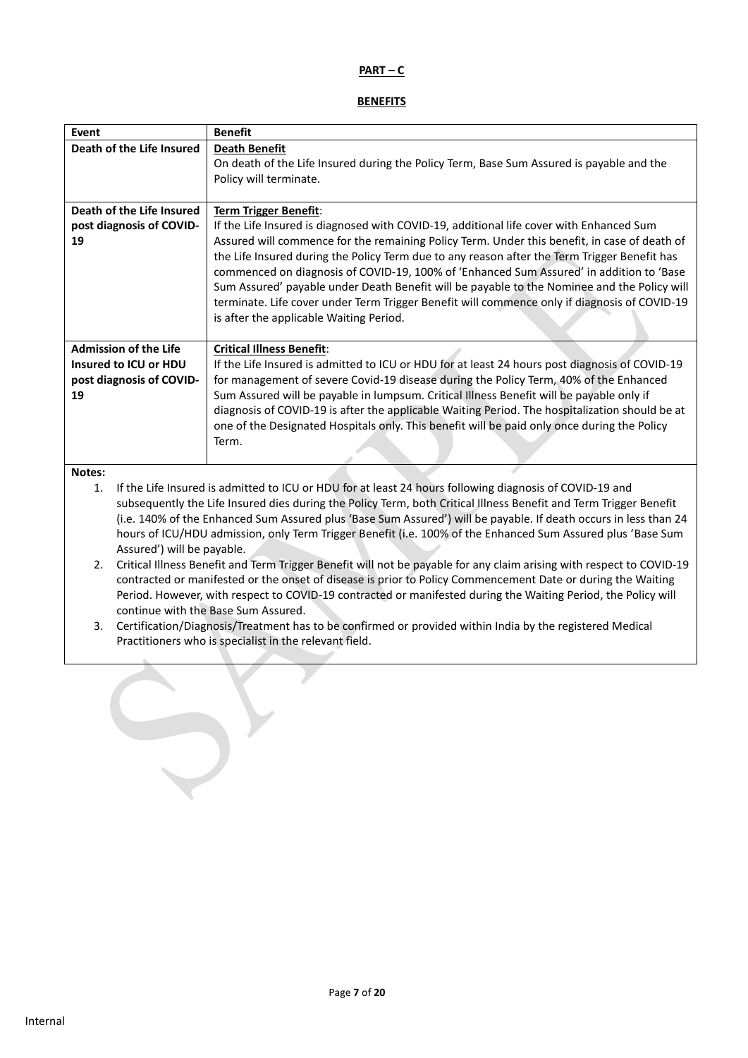**PART – C**

**BENEFITS**

| Event | Benefit |
|---|---|
| **Death of the Life Insured** | **Death Benefit**<br>On death of the Life Insured during the Policy Term, Base Sum Assured is payable and the Policy will terminate. |
| **Death of the Life Insured post diagnosis of COVID-19** | **Term Trigger Benefit**:<br>If the Life Insured is diagnosed with COVID-19, additional life cover with Enhanced Sum Assured will commence for the remaining Policy Term. Under this benefit, in case of death of the Life Insured during the Policy Term due to any reason after the Term Trigger Benefit has commenced on diagnosis of COVID-19, 100% of 'Enhanced Sum Assured' in addition to 'Base Sum Assured' payable under Death Benefit will be payable to the Nominee and the Policy will terminate. Life cover under Term Trigger Benefit will commence only if diagnosis of COVID-19 is after the applicable Waiting Period. |
| **Admission of the Life Insured to ICU or HDU post diagnosis of COVID-19** | **Critical Illness Benefit**:<br>If the Life Insured is admitted to ICU or HDU for at least 24 hours post diagnosis of COVID-19 for management of severe Covid-19 disease during the Policy Term, 40% of the Enhanced Sum Assured will be payable in lumpsum. Critical Illness Benefit will be payable only if diagnosis of COVID-19 is after the applicable Waiting Period. The hospitalization should be at one of the Designated Hospitals only. This benefit will be paid only once during the Policy Term. |

**Notes:**

1. If the Life Insured is admitted to ICU or HDU for at least 24 hours following diagnosis of COVID-19 and subsequently the Life Insured dies during the Policy Term, both Critical Illness Benefit and Term Trigger Benefit (i.e. 140% of the Enhanced Sum Assured plus 'Base Sum Assured') will be payable. If death occurs in less than 24 hours of ICU/HDU admission, only Term Trigger Benefit (i.e. 100% of the Enhanced Sum Assured plus 'Base Sum Assured') will be payable.
2. Critical Illness Benefit and Term Trigger Benefit will not be payable for any claim arising with respect to COVID-19 contracted or manifested or the onset of disease is prior to Policy Commencement Date or during the Waiting Period. However, with respect to COVID-19 contracted or manifested during the Waiting Period, the Policy will continue with the Base Sum Assured.
3. Certification/Diagnosis/Treatment has to be confirmed or provided within India by the registered Medical Practitioners who is specialist in the relevant field.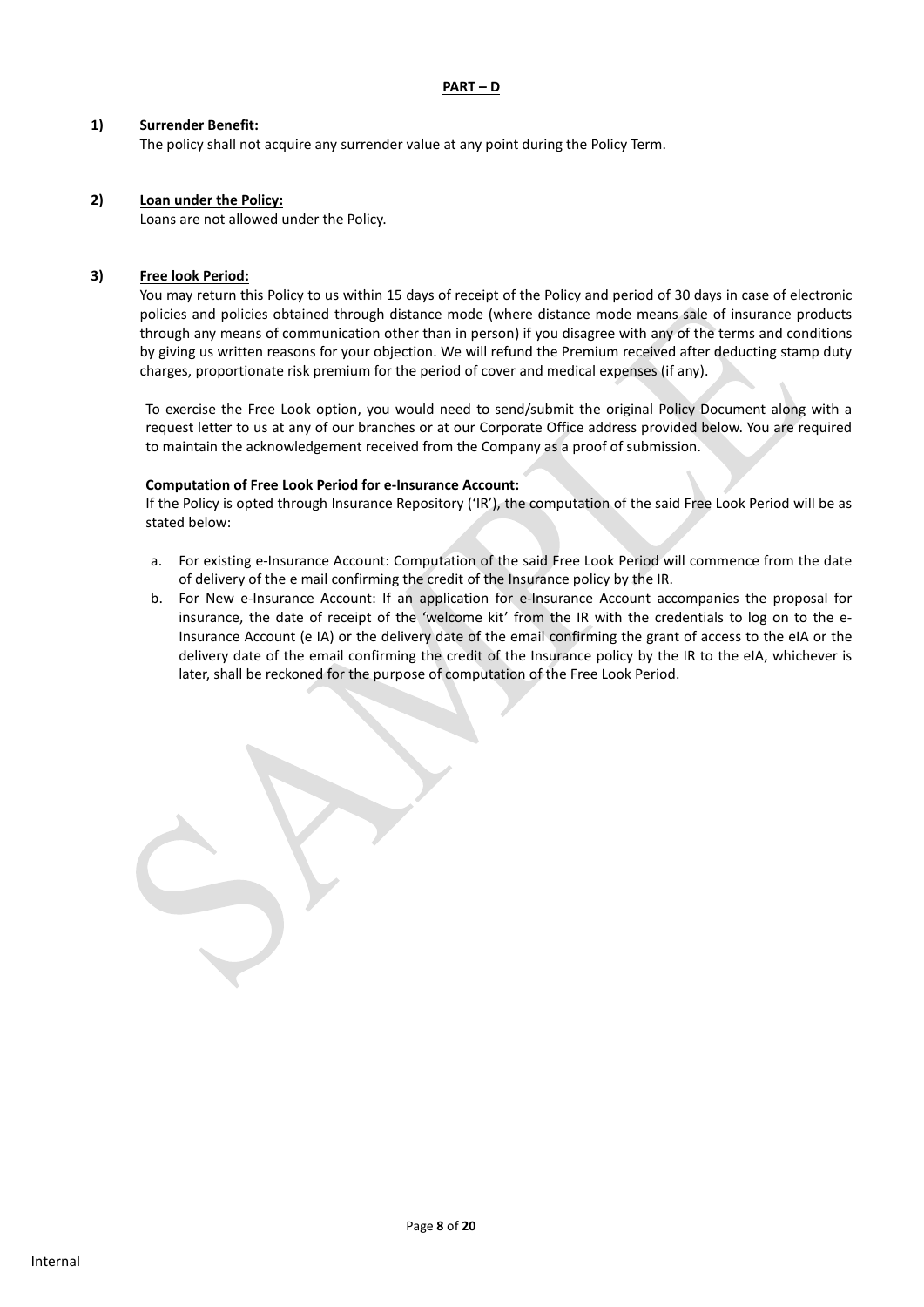## PART – D

**1) Surrender Benefit:**

The policy shall not acquire any surrender value at any point during the Policy Term.

**2) Loan under the Policy:**

Loans are not allowed under the Policy.

**3) Free look Period:**

You may return this Policy to us within 15 days of receipt of the Policy and period of 30 days in case of electronic policies and policies obtained through distance mode (where distance mode means sale of insurance products through any means of communication other than in person) if you disagree with any of the terms and conditions by giving us written reasons for your objection. We will refund the Premium received after deducting stamp duty charges, proportionate risk premium for the period of cover and medical expenses (if any).

To exercise the Free Look option, you would need to send/submit the original Policy Document along with a request letter to us at any of our branches or at our Corporate Office address provided below. You are required to maintain the acknowledgement received from the Company as a proof of submission.

**Computation of Free Look Period for e-Insurance Account:**

If the Policy is opted through Insurance Repository ('IR'), the computation of the said Free Look Period will be as stated below:

a. For existing e-Insurance Account: Computation of the said Free Look Period will commence from the date of delivery of the e mail confirming the credit of the Insurance policy by the IR.

b. For New e-Insurance Account: If an application for e-Insurance Account accompanies the proposal for insurance, the date of receipt of the 'welcome kit' from the IR with the credentials to log on to the e-Insurance Account (e IA) or the delivery date of the email confirming the grant of access to the eIA or the delivery date of the email confirming the credit of the Insurance policy by the IR to the eIA, whichever is later, shall be reckoned for the purpose of computation of the Free Look Period.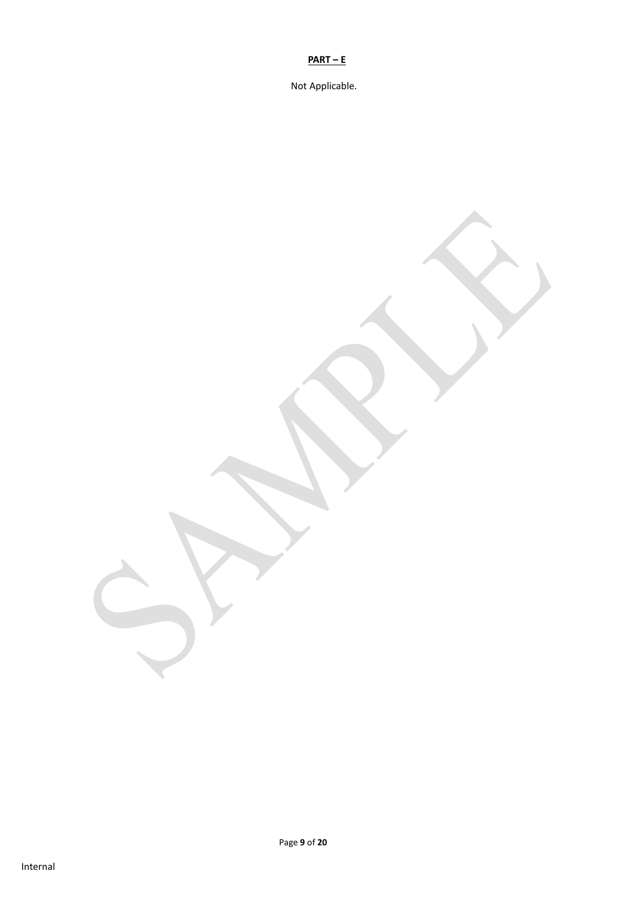**PART – E**

Not Applicable.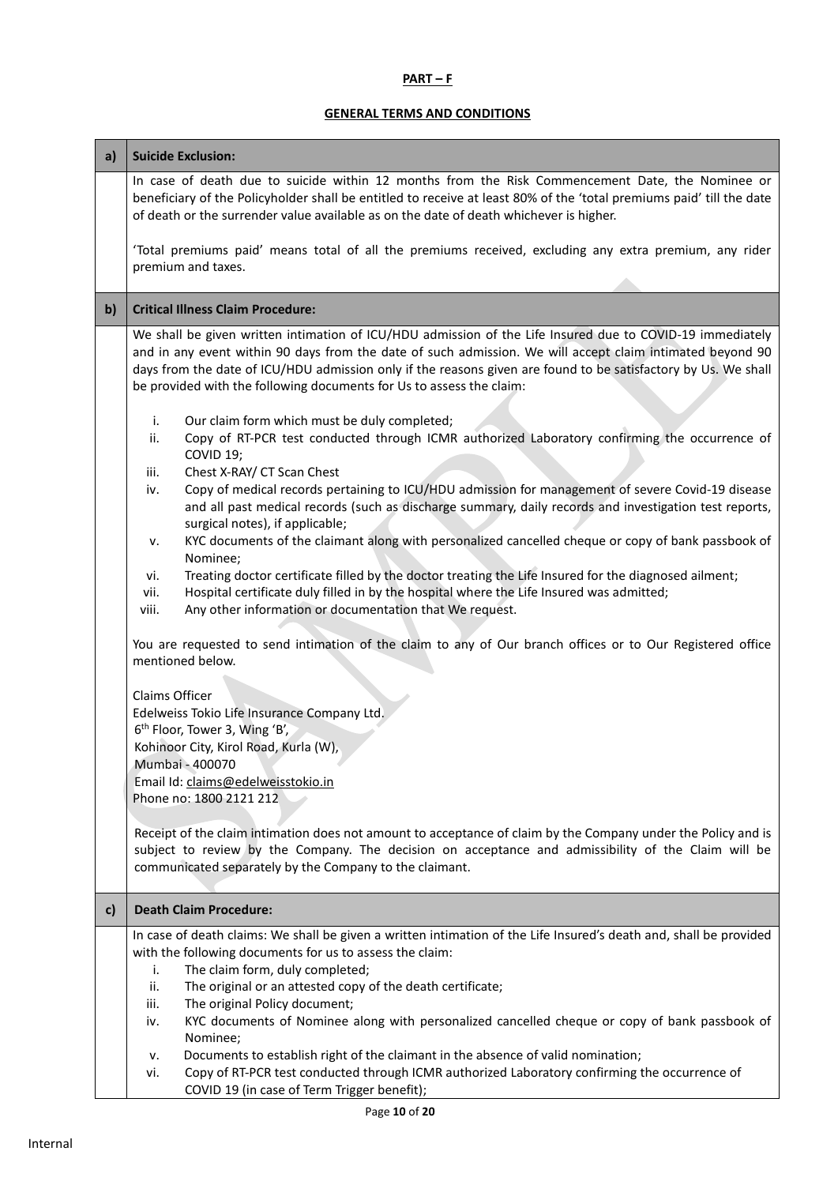**PART – F**

**GENERAL TERMS AND CONDITIONS**

| | |
|---|---|
| **a)** | **Suicide Exclusion:** |
| | In case of death due to suicide within 12 months from the Risk Commencement Date, the Nominee or beneficiary of the Policyholder shall be entitled to receive at least 80% of the 'total premiums paid' till the date of death or the surrender value available as on the date of death whichever is higher.<br><br>'Total premiums paid' means total of all the premiums received, excluding any extra premium, any rider premium and taxes. |
| **b)** | **Critical Illness Claim Procedure:** |
| | We shall be given written intimation of ICU/HDU admission of the Life Insured due to COVID-19 immediately and in any event within 90 days from the date of such admission. We will accept claim intimated beyond 90 days from the date of ICU/HDU admission only if the reasons given are found to be satisfactory by Us. We shall be provided with the following documents for Us to assess the claim:<br><br>i. Our claim form which must be duly completed;<br>ii. Copy of RT-PCR test conducted through ICMR authorized Laboratory confirming the occurrence of COVID 19;<br>iii. Chest X-RAY/ CT Scan Chest<br>iv. Copy of medical records pertaining to ICU/HDU admission for management of severe Covid-19 disease and all past medical records (such as discharge summary, daily records and investigation test reports, surgical notes), if applicable;<br>v. KYC documents of the claimant along with personalized cancelled cheque or copy of bank passbook of Nominee;<br>vi. Treating doctor certificate filled by the doctor treating the Life Insured for the diagnosed ailment;<br>vii. Hospital certificate duly filled in by the hospital where the Life Insured was admitted;<br>viii. Any other information or documentation that We request.<br><br>You are requested to send intimation of the claim to any of Our branch offices or to Our Registered office mentioned below.<br><br>Claims Officer<br>Edelweiss Tokio Life Insurance Company Ltd.<br>6th Floor, Tower 3, Wing 'B',<br>Kohinoor City, Kirol Road, Kurla (W),<br>Mumbai - 400070<br>Email Id: claims@edelweisstokio.in<br>Phone no: 1800 2121 212<br><br>Receipt of the claim intimation does not amount to acceptance of claim by the Company under the Policy and is subject to review by the Company. The decision on acceptance and admissibility of the Claim will be communicated separately by the Company to the claimant. |
| **c)** | **Death Claim Procedure:** |
| | In case of death claims: We shall be given a written intimation of the Life Insured's death and, shall be provided with the following documents for us to assess the claim:<br>i. The claim form, duly completed;<br>ii. The original or an attested copy of the death certificate;<br>iii. The original Policy document;<br>iv. KYC documents of Nominee along with personalized cancelled cheque or copy of bank passbook of Nominee;<br>v. Documents to establish right of the claimant in the absence of valid nomination;<br>vi. Copy of RT-PCR test conducted through ICMR authorized Laboratory confirming the occurrence of COVID 19 (in case of Term Trigger benefit); |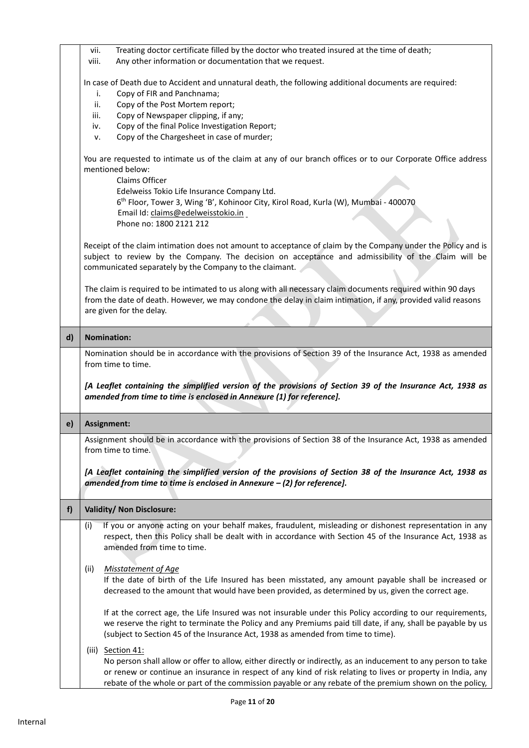vii. Treating doctor certificate filled by the doctor who treated insured at the time of death;

viii. Any other information or documentation that we request.

In case of Death due to Accident and unnatural death, the following additional documents are required:

i. Copy of FIR and Panchnama;

ii. Copy of the Post Mortem report;

iii. Copy of Newspaper clipping, if any;

iv. Copy of the final Police Investigation Report;

v. Copy of the Chargesheet in case of murder;

You are requested to intimate us of the claim at any of our branch offices or to our Corporate Office address mentioned below:

Claims Officer
Edelweiss Tokio Life Insurance Company Ltd.
6th Floor, Tower 3, Wing 'B', Kohinoor City, Kirol Road, Kurla (W), Mumbai - 400070
Email Id: claims@edelweisstokio.in
Phone no: 1800 2121 212

Receipt of the claim intimation does not amount to acceptance of claim by the Company under the Policy and is subject to review by the Company. The decision on acceptance and admissibility of the Claim will be communicated separately by the Company to the claimant.

The claim is required to be intimated to us along with all necessary claim documents required within 90 days from the date of death. However, we may condone the delay in claim intimation, if any, provided valid reasons are given for the delay.

## d) Nomination:

Nomination should be in accordance with the provisions of Section 39 of the Insurance Act, 1938 as amended from time to time.

***[A Leaflet containing the simplified version of the provisions of Section 39 of the Insurance Act, 1938 as amended from time to time is enclosed in Annexure (1) for reference].***

## e) Assignment:

Assignment should be in accordance with the provisions of Section 38 of the Insurance Act, 1938 as amended from time to time.

***[A Leaflet containing the simplified version of the provisions of Section 38 of the Insurance Act, 1938 as amended from time to time is enclosed in Annexure – (2) for reference].***

## f) Validity/ Non Disclosure:

(i) If you or anyone acting on your behalf makes, fraudulent, misleading or dishonest representation in any respect, then this Policy shall be dealt with in accordance with Section 45 of the Insurance Act, 1938 as amended from time to time.

(ii) *Misstatement of Age*

If the date of birth of the Life Insured has been misstated, any amount payable shall be increased or decreased to the amount that would have been provided, as determined by us, given the correct age.

If at the correct age, the Life Insured was not insurable under this Policy according to our requirements, we reserve the right to terminate the Policy and any Premiums paid till date, if any, shall be payable by us (subject to Section 45 of the Insurance Act, 1938 as amended from time to time).

(iii) Section 41:

No person shall allow or offer to allow, either directly or indirectly, as an inducement to any person to take or renew or continue an insurance in respect of any kind of risk relating to lives or property in India, any rebate of the whole or part of the commission payable or any rebate of the premium shown on the policy,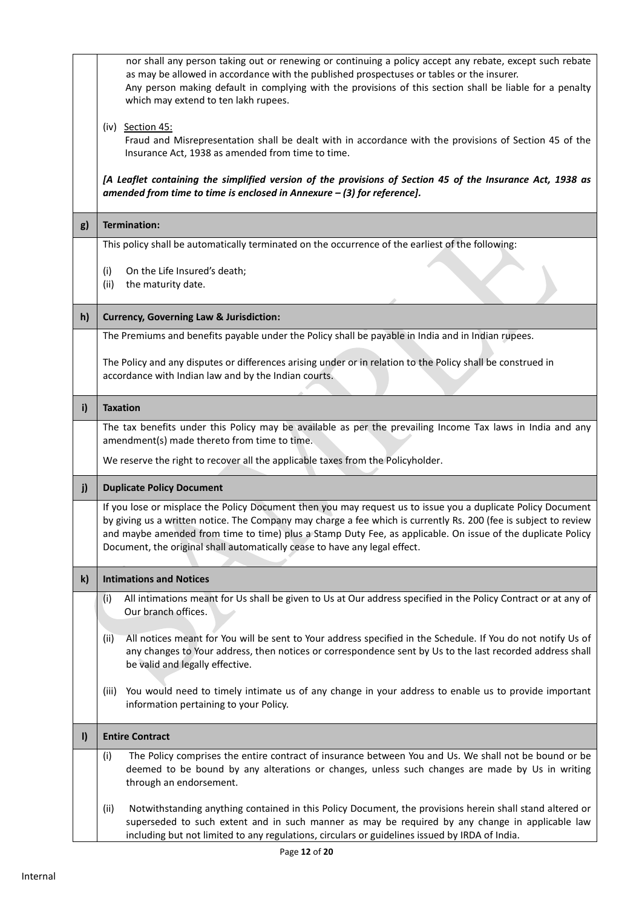nor shall any person taking out or renewing or continuing a policy accept any rebate, except such rebate as may be allowed in accordance with the published prospectuses or tables or the insurer.
Any person making default in complying with the provisions of this section shall be liable for a penalty which may extend to ten lakh rupees.

(iv) Section 45:
Fraud and Misrepresentation shall be dealt with in accordance with the provisions of Section 45 of the Insurance Act, 1938 as amended from time to time.

***[A Leaflet containing the simplified version of the provisions of Section 45 of the Insurance Act, 1938 as amended from time to time is enclosed in Annexure – (3) for reference].***

## g) Termination:

This policy shall be automatically terminated on the occurrence of the earliest of the following:

(i) On the Life Insured's death;
(ii) the maturity date.

## h) Currency, Governing Law & Jurisdiction:

The Premiums and benefits payable under the Policy shall be payable in India and in Indian rupees.

The Policy and any disputes or differences arising under or in relation to the Policy shall be construed in accordance with Indian law and by the Indian courts.

## i) Taxation

The tax benefits under this Policy may be available as per the prevailing Income Tax laws in India and any amendment(s) made thereto from time to time.

We reserve the right to recover all the applicable taxes from the Policyholder.

## j) Duplicate Policy Document

If you lose or misplace the Policy Document then you may request us to issue you a duplicate Policy Document by giving us a written notice. The Company may charge a fee which is currently Rs. 200 (fee is subject to review and maybe amended from time to time) plus a Stamp Duty Fee, as applicable. On issue of the duplicate Policy Document, the original shall automatically cease to have any legal effect.

## k) Intimations and Notices

(i) All intimations meant for Us shall be given to Us at Our address specified in the Policy Contract or at any of Our branch offices.

(ii) All notices meant for You will be sent to Your address specified in the Schedule. If You do not notify Us of any changes to Your address, then notices or correspondence sent by Us to the last recorded address shall be valid and legally effective.

(iii) You would need to timely intimate us of any change in your address to enable us to provide important information pertaining to your Policy.

## l) Entire Contract

(i) The Policy comprises the entire contract of insurance between You and Us. We shall not be bound or be deemed to be bound by any alterations or changes, unless such changes are made by Us in writing through an endorsement.

(ii) Notwithstanding anything contained in this Policy Document, the provisions herein shall stand altered or superseded to such extent and in such manner as may be required by any change in applicable law including but not limited to any regulations, circulars or guidelines issued by IRDA of India.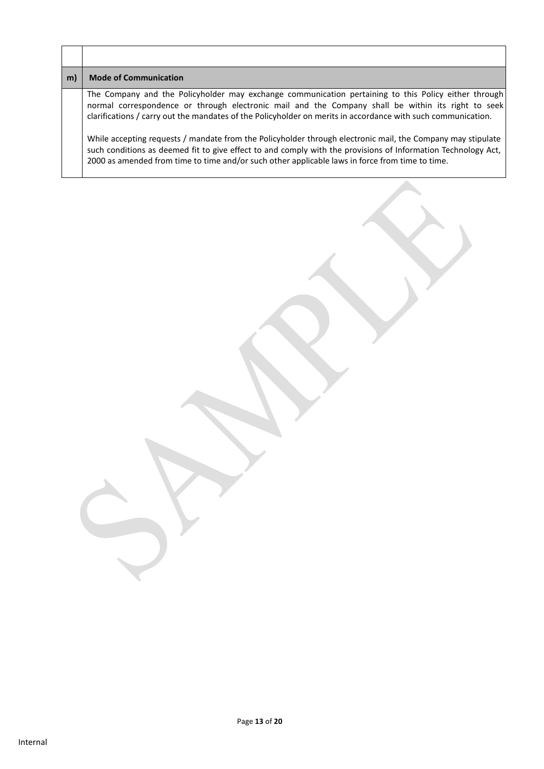| | |
|---|---|
| **m)** | **Mode of Communication** |
| | The Company and the Policyholder may exchange communication pertaining to this Policy either through normal correspondence or through electronic mail and the Company shall be within its right to seek clarifications / carry out the mandates of the Policyholder on merits in accordance with such communication.<br><br>While accepting requests / mandate from the Policyholder through electronic mail, the Company may stipulate such conditions as deemed fit to give effect to and comply with the provisions of Information Technology Act, 2000 as amended from time to time and/or such other applicable laws in force from time to time. |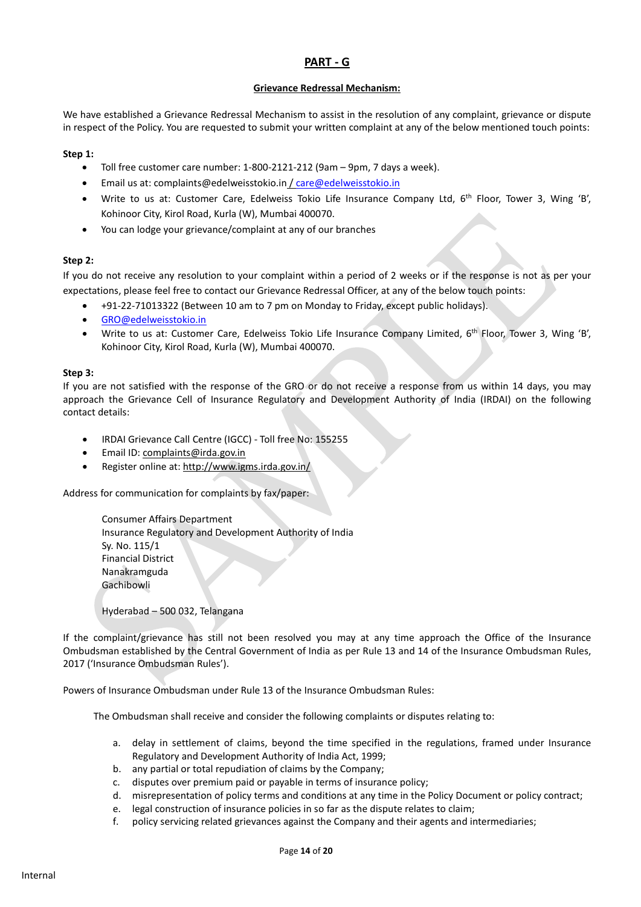## PART - G

### Grievance Redressal Mechanism:

We have established a Grievance Redressal Mechanism to assist in the resolution of any complaint, grievance or dispute in respect of the Policy. You are requested to submit your written complaint at any of the below mentioned touch points:

**Step 1:**

- Toll free customer care number: 1-800-2121-212 (9am – 9pm, 7 days a week).
- Email us at: complaints@edelweisstokio.in / care@edelweisstokio.in
- Write to us at: Customer Care, Edelweiss Tokio Life Insurance Company Ltd, 6th Floor, Tower 3, Wing 'B', Kohinoor City, Kirol Road, Kurla (W), Mumbai 400070.
- You can lodge your grievance/complaint at any of our branches

**Step 2:**

If you do not receive any resolution to your complaint within a period of 2 weeks or if the response is not as per your expectations, please feel free to contact our Grievance Redressal Officer, at any of the below touch points:

- +91-22-71013322 (Between 10 am to 7 pm on Monday to Friday, except public holidays).
- GRO@edelweisstokio.in
- Write to us at: Customer Care, Edelweiss Tokio Life Insurance Company Limited, 6th Floor, Tower 3, Wing 'B', Kohinoor City, Kirol Road, Kurla (W), Mumbai 400070.

**Step 3:**

If you are not satisfied with the response of the GRO or do not receive a response from us within 14 days, you may approach the Grievance Cell of Insurance Regulatory and Development Authority of India (IRDAI) on the following contact details:

- IRDAI Grievance Call Centre (IGCC) - Toll free No: 155255
- Email ID: complaints@irda.gov.in
- Register online at: http://www.igms.irda.gov.in/

Address for communication for complaints by fax/paper:

Consumer Affairs Department
Insurance Regulatory and Development Authority of India
Sy. No. 115/1
Financial District
Nanakramguda
Gachibowli

Hyderabad – 500 032, Telangana

If the complaint/grievance has still not been resolved you may at any time approach the Office of the Insurance Ombudsman established by the Central Government of India as per Rule 13 and 14 of the Insurance Ombudsman Rules, 2017 ('Insurance Ombudsman Rules').

Powers of Insurance Ombudsman under Rule 13 of the Insurance Ombudsman Rules:

The Ombudsman shall receive and consider the following complaints or disputes relating to:

a. delay in settlement of claims, beyond the time specified in the regulations, framed under Insurance Regulatory and Development Authority of India Act, 1999;
b. any partial or total repudiation of claims by the Company;
c. disputes over premium paid or payable in terms of insurance policy;
d. misrepresentation of policy terms and conditions at any time in the Policy Document or policy contract;
e. legal construction of insurance policies in so far as the dispute relates to claim;
f. policy servicing related grievances against the Company and their agents and intermediaries;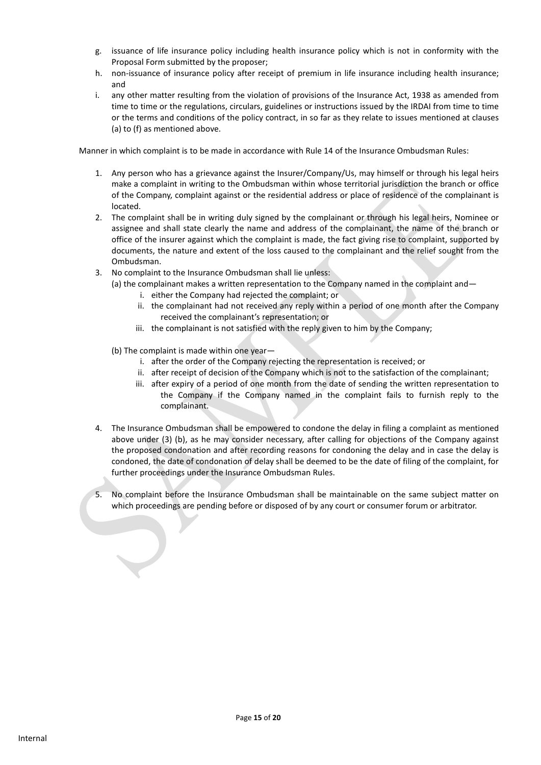g. issuance of life insurance policy including health insurance policy which is not in conformity with the Proposal Form submitted by the proposer;
h. non-issuance of insurance policy after receipt of premium in life insurance including health insurance; and
i. any other matter resulting from the violation of provisions of the Insurance Act, 1938 as amended from time to time or the regulations, circulars, guidelines or instructions issued by the IRDAI from time to time or the terms and conditions of the policy contract, in so far as they relate to issues mentioned at clauses (a) to (f) as mentioned above.

Manner in which complaint is to be made in accordance with Rule 14 of the Insurance Ombudsman Rules:

1. Any person who has a grievance against the Insurer/Company/Us, may himself or through his legal heirs make a complaint in writing to the Ombudsman within whose territorial jurisdiction the branch or office of the Company, complaint against or the residential address or place of residence of the complainant is located.
2. The complaint shall be in writing duly signed by the complainant or through his legal heirs, Nominee or assignee and shall state clearly the name and address of the complainant, the name of the branch or office of the insurer against which the complaint is made, the fact giving rise to complaint, supported by documents, the nature and extent of the loss caused to the complainant and the relief sought from the Ombudsman.
3. No complaint to the Insurance Ombudsman shall lie unless:

   (a) the complainant makes a written representation to the Company named in the complaint and—
   
   i. either the Company had rejected the complaint; or
   ii. the complainant had not received any reply within a period of one month after the Company received the complainant's representation; or
   iii. the complainant is not satisfied with the reply given to him by the Company;

   (b) The complaint is made within one year—
   
   i. after the order of the Company rejecting the representation is received; or
   ii. after receipt of decision of the Company which is not to the satisfaction of the complainant;
   iii. after expiry of a period of one month from the date of sending the written representation to the Company if the Company named in the complaint fails to furnish reply to the complainant.

4. The Insurance Ombudsman shall be empowered to condone the delay in filing a complaint as mentioned above under (3) (b), as he may consider necessary, after calling for objections of the Company against the proposed condonation and after recording reasons for condoning the delay and in case the delay is condoned, the date of condonation of delay shall be deemed to be the date of filing of the complaint, for further proceedings under the Insurance Ombudsman Rules.
5. No complaint before the Insurance Ombudsman shall be maintainable on the same subject matter on which proceedings are pending before or disposed of by any court or consumer forum or arbitrator.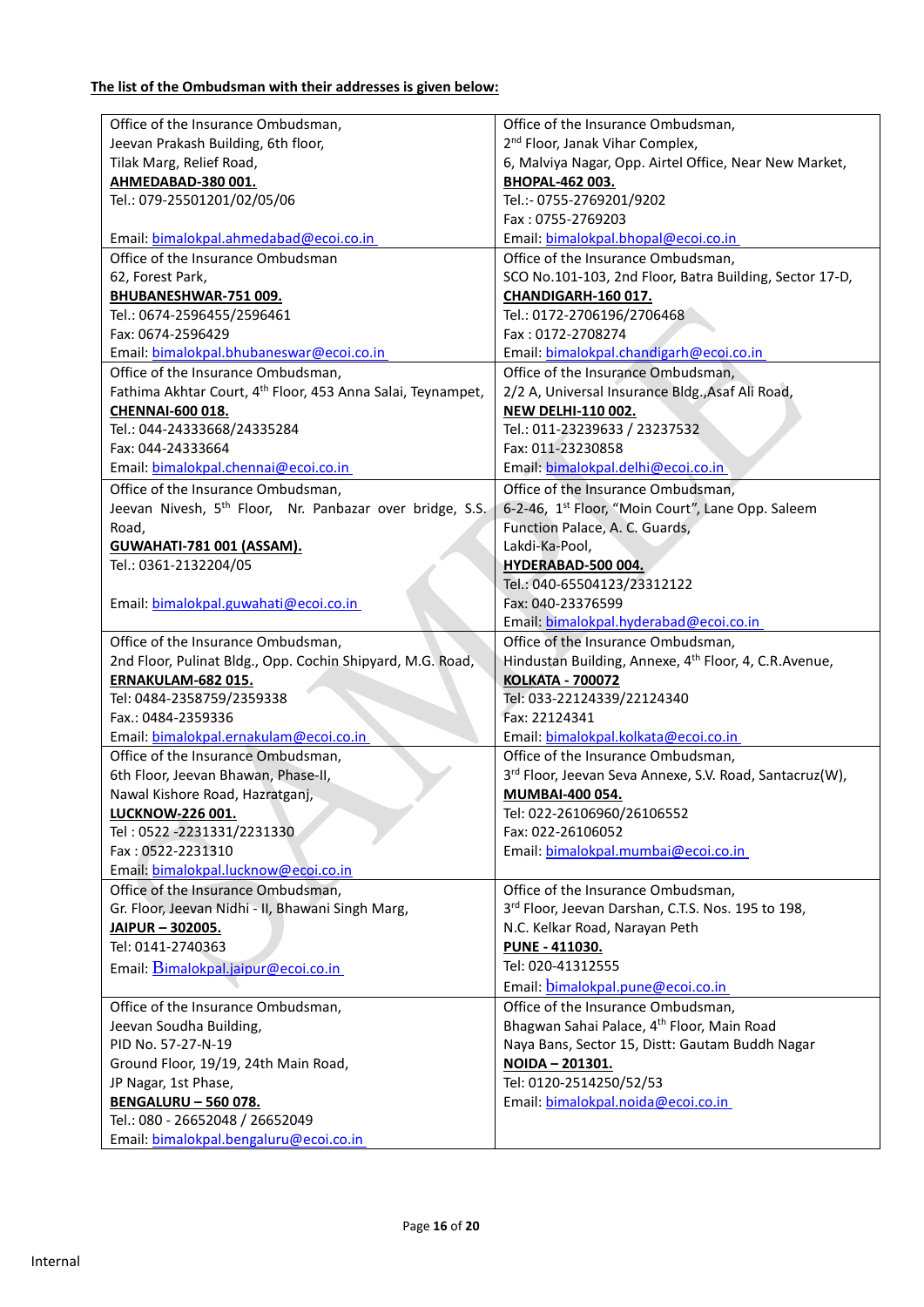**The list of the Ombudsman with their addresses is given below:**

| | |
|---|---|
| Office of the Insurance Ombudsman,<br>Jeevan Prakash Building, 6th floor,<br>Tilak Marg, Relief Road,<br>**AHMEDABAD-380 001.**<br>Tel.: 079-25501201/02/05/06<br><br>Email: bimalokpal.ahmedabad@ecoi.co.in | Office of the Insurance Ombudsman,<br>2nd Floor, Janak Vihar Complex,<br>6, Malviya Nagar, Opp. Airtel Office, Near New Market,<br>**BHOPAL-462 003.**<br>Tel.:- 0755-2769201/9202<br>Fax : 0755-2769203<br>Email: bimalokpal.bhopal@ecoi.co.in |
| Office of the Insurance Ombudsman<br>62, Forest Park,<br>**BHUBANESHWAR-751 009.**<br>Tel.: 0674-2596455/2596461<br>Fax: 0674-2596429<br>Email: bimalokpal.bhubaneswar@ecoi.co.in | Office of the Insurance Ombudsman,<br>SCO No.101-103, 2nd Floor, Batra Building, Sector 17-D,<br>**CHANDIGARH-160 017.**<br>Tel.: 0172-2706196/2706468<br>Fax : 0172-2708274<br>Email: bimalokpal.chandigarh@ecoi.co.in |
| Office of the Insurance Ombudsman,<br>Fathima Akhtar Court, 4th Floor, 453 Anna Salai, Teynampet,<br>**CHENNAI-600 018.**<br>Tel.: 044-24333668/24335284<br>Fax: 044-24333664<br>Email: bimalokpal.chennai@ecoi.co.in | Office of the Insurance Ombudsman,<br>2/2 A, Universal Insurance Bldg.,Asaf Ali Road,<br>**NEW DELHI-110 002.**<br>Tel.: 011-23239633 / 23237532<br>Fax: 011-23230858<br>Email: bimalokpal.delhi@ecoi.co.in |
| Office of the Insurance Ombudsman,<br>Jeevan Nivesh, 5th Floor, Nr. Panbazar over bridge, S.S. Road,<br>**GUWAHATI-781 001 (ASSAM).**<br>Tel.: 0361-2132204/05<br><br>Email: bimalokpal.guwahati@ecoi.co.in | Office of the Insurance Ombudsman,<br>6-2-46, 1st Floor, "Moin Court", Lane Opp. Saleem Function Palace, A. C. Guards,<br>Lakdi-Ka-Pool,<br>**HYDERABAD-500 004.**<br>Tel.: 040-65504123/23312122<br>Fax: 040-23376599<br>Email: bimalokpal.hyderabad@ecoi.co.in |
| Office of the Insurance Ombudsman,<br>2nd Floor, Pulinat Bldg., Opp. Cochin Shipyard, M.G. Road,<br>**ERNAKULAM-682 015.**<br>Tel: 0484-2358759/2359338<br>Fax.: 0484-2359336<br>Email: bimalokpal.ernakulam@ecoi.co.in | Office of the Insurance Ombudsman,<br>Hindustan Building, Annexe, 4th Floor, 4, C.R.Avenue,<br>**KOLKATA - 700072**<br>Tel: 033-22124339/22124340<br>Fax: 22124341<br>Email: bimalokpal.kolkata@ecoi.co.in |
| Office of the Insurance Ombudsman,<br>6th Floor, Jeevan Bhawan, Phase-II,<br>Nawal Kishore Road, Hazratganj,<br>**LUCKNOW-226 001.**<br>Tel : 0522 -2231331/2231330<br>Fax : 0522-2231310<br>Email: bimalokpal.lucknow@ecoi.co.in | Office of the Insurance Ombudsman,<br>3rd Floor, Jeevan Seva Annexe, S.V. Road, Santacruz(W),<br>**MUMBAI-400 054.**<br>Tel: 022-26106960/26106552<br>Fax: 022-26106052<br>Email: bimalokpal.mumbai@ecoi.co.in |
| Office of the Insurance Ombudsman,<br>Gr. Floor, Jeevan Nidhi - II, Bhawani Singh Marg,<br>**JAIPUR – 302005.**<br>Tel: 0141-2740363<br>Email: Bimalokpal.jaipur@ecoi.co.in | Office of the Insurance Ombudsman,<br>3rd Floor, Jeevan Darshan, C.T.S. Nos. 195 to 198,<br>N.C. Kelkar Road, Narayan Peth<br>**PUNE - 411030.**<br>Tel: 020-41312555<br>Email: bimalokpal.pune@ecoi.co.in |
| Office of the Insurance Ombudsman,<br>Jeevan Soudha Building,<br>PID No. 57-27-N-19<br>Ground Floor, 19/19, 24th Main Road,<br>JP Nagar, 1st Phase,<br>**BENGALURU – 560 078.**<br>Tel.: 080 - 26652048 / 26652049<br>Email: bimalokpal.bengaluru@ecoi.co.in | Office of the Insurance Ombudsman,<br>Bhagwan Sahai Palace, 4th Floor, Main Road<br>Naya Bans, Sector 15, Distt: Gautam Buddh Nagar<br>**NOIDA – 201301.**<br>Tel: 0120-2514250/52/53<br>Email: bimalokpal.noida@ecoi.co.in |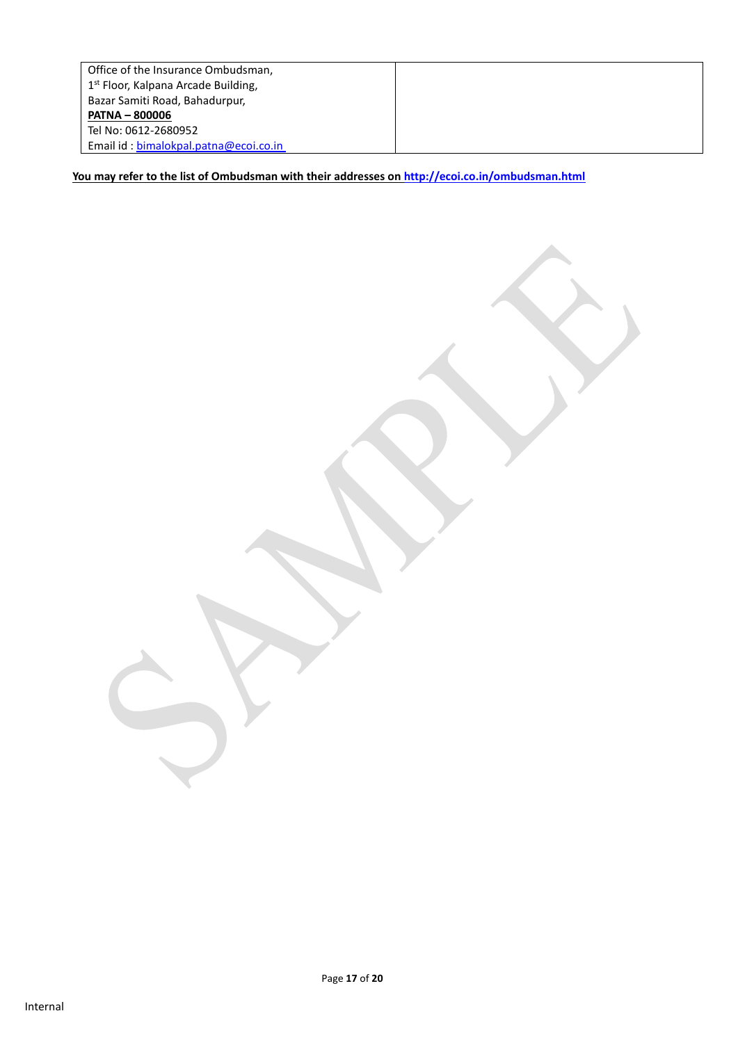| | |
|---|---|
| Office of the Insurance Ombudsman,<br>1st Floor, Kalpana Arcade Building,<br>Bazar Samiti Road, Bahadurpur,<br>**PATNA – 800006**<br>Tel No: 0612-2680952<br>Email id : bimalokpal.patna@ecoi.co.in | |

**You may refer to the list of Ombudsman with their addresses on http://ecoi.co.in/ombudsman.html**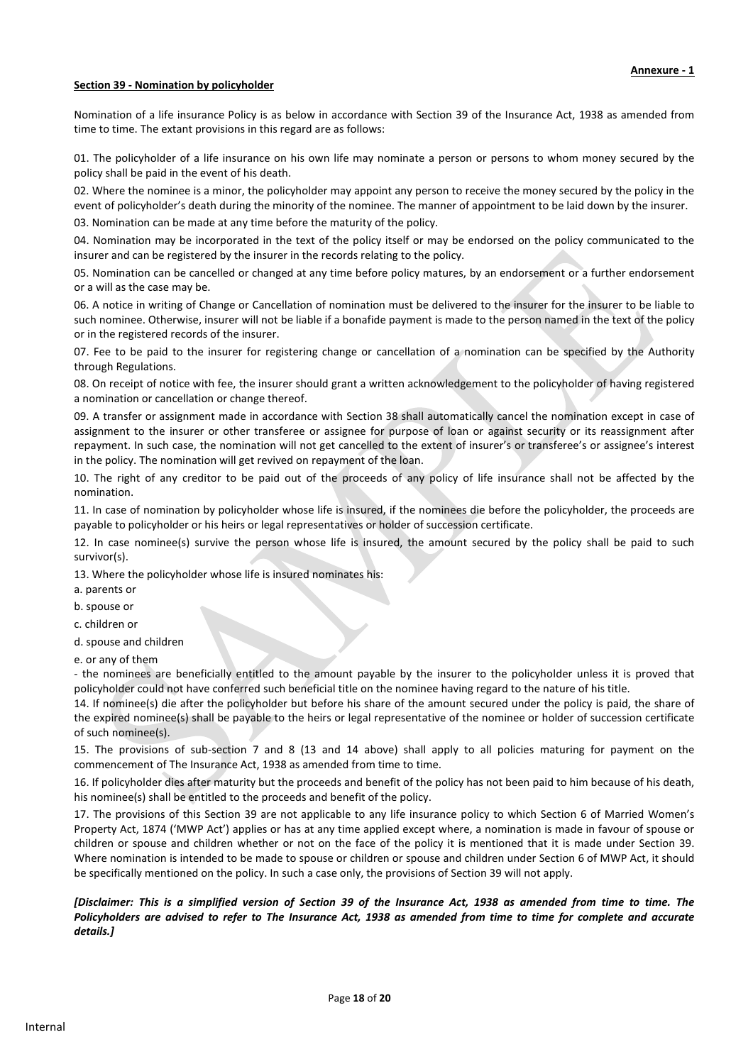**Annexure - 1**

**Section 39 - Nomination by policyholder**

Nomination of a life insurance Policy is as below in accordance with Section 39 of the Insurance Act, 1938 as amended from time to time. The extant provisions in this regard are as follows:

01. The policyholder of a life insurance on his own life may nominate a person or persons to whom money secured by the policy shall be paid in the event of his death.

02. Where the nominee is a minor, the policyholder may appoint any person to receive the money secured by the policy in the event of policyholder's death during the minority of the nominee. The manner of appointment to be laid down by the insurer.

03. Nomination can be made at any time before the maturity of the policy.

04. Nomination may be incorporated in the text of the policy itself or may be endorsed on the policy communicated to the insurer and can be registered by the insurer in the records relating to the policy.

05. Nomination can be cancelled or changed at any time before policy matures, by an endorsement or a further endorsement or a will as the case may be.

06. A notice in writing of Change or Cancellation of nomination must be delivered to the insurer for the insurer to be liable to such nominee. Otherwise, insurer will not be liable if a bonafide payment is made to the person named in the text of the policy or in the registered records of the insurer.

07. Fee to be paid to the insurer for registering change or cancellation of a nomination can be specified by the Authority through Regulations.

08. On receipt of notice with fee, the insurer should grant a written acknowledgement to the policyholder of having registered a nomination or cancellation or change thereof.

09. A transfer or assignment made in accordance with Section 38 shall automatically cancel the nomination except in case of assignment to the insurer or other transferee or assignee for purpose of loan or against security or its reassignment after repayment. In such case, the nomination will not get cancelled to the extent of insurer's or transferee's or assignee's interest in the policy. The nomination will get revived on repayment of the loan.

10. The right of any creditor to be paid out of the proceeds of any policy of life insurance shall not be affected by the nomination.

11. In case of nomination by policyholder whose life is insured, if the nominees die before the policyholder, the proceeds are payable to policyholder or his heirs or legal representatives or holder of succession certificate.

12. In case nominee(s) survive the person whose life is insured, the amount secured by the policy shall be paid to such survivor(s).

13. Where the policyholder whose life is insured nominates his:

a. parents or

b. spouse or

c. children or

d. spouse and children

e. or any of them

- the nominees are beneficially entitled to the amount payable by the insurer to the policyholder unless it is proved that policyholder could not have conferred such beneficial title on the nominee having regard to the nature of his title.

14. If nominee(s) die after the policyholder but before his share of the amount secured under the policy is paid, the share of the expired nominee(s) shall be payable to the heirs or legal representative of the nominee or holder of succession certificate of such nominee(s).

15. The provisions of sub-section 7 and 8 (13 and 14 above) shall apply to all policies maturing for payment on the commencement of The Insurance Act, 1938 as amended from time to time.

16. If policyholder dies after maturity but the proceeds and benefit of the policy has not been paid to him because of his death, his nominee(s) shall be entitled to the proceeds and benefit of the policy.

17. The provisions of this Section 39 are not applicable to any life insurance policy to which Section 6 of Married Women's Property Act, 1874 ('MWP Act') applies or has at any time applied except where, a nomination is made in favour of spouse or children or spouse and children whether or not on the face of the policy it is mentioned that it is made under Section 39. Where nomination is intended to be made to spouse or children or spouse and children under Section 6 of MWP Act, it should be specifically mentioned on the policy. In such a case only, the provisions of Section 39 will not apply.

***[Disclaimer: This is a simplified version of Section 39 of the Insurance Act, 1938 as amended from time to time. The Policyholders are advised to refer to The Insurance Act, 1938 as amended from time to time for complete and accurate details.]***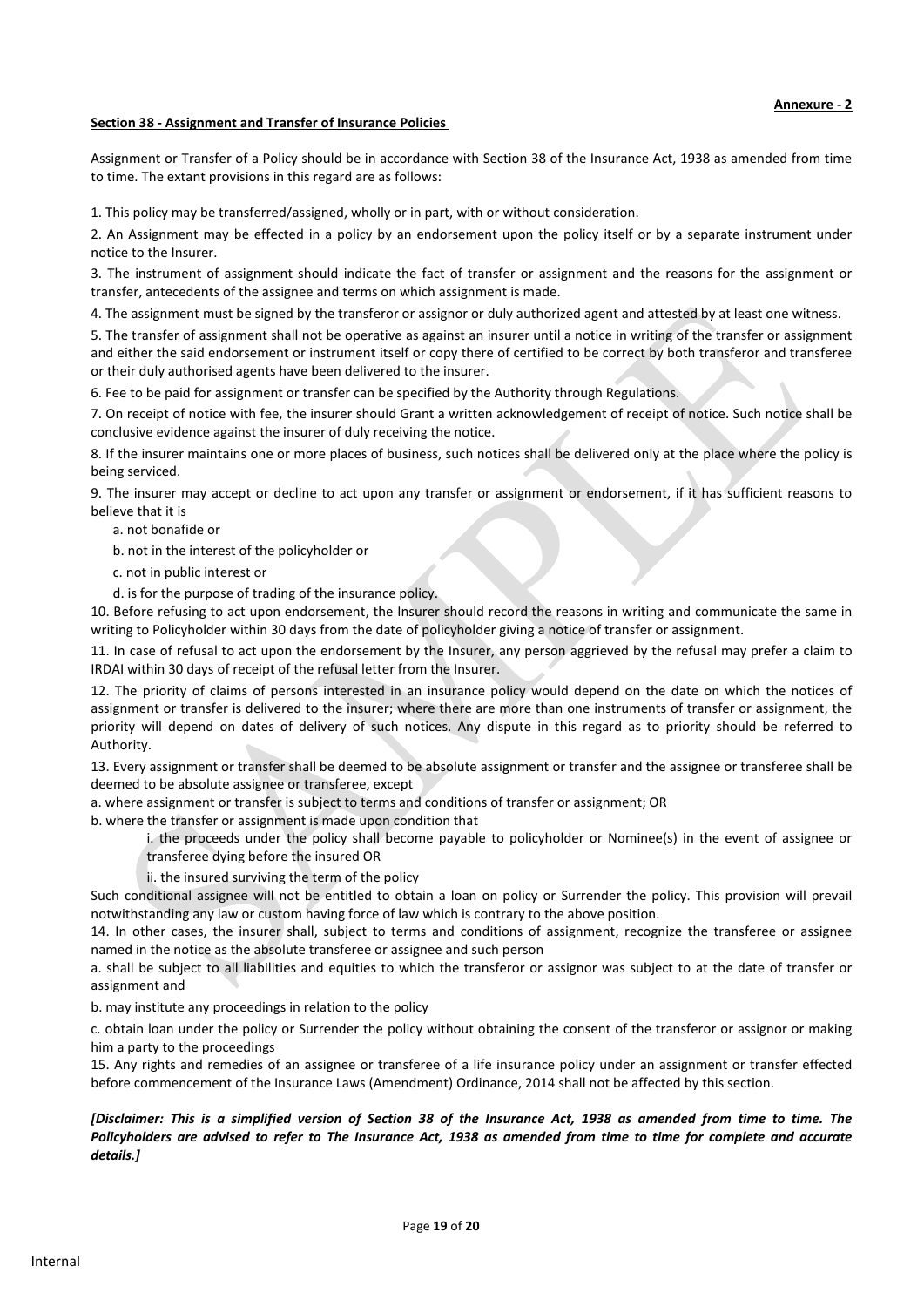**Annexure - 2**

**Section 38 - Assignment and Transfer of Insurance Policies**

Assignment or Transfer of a Policy should be in accordance with Section 38 of the Insurance Act, 1938 as amended from time to time. The extant provisions in this regard are as follows:

1. This policy may be transferred/assigned, wholly or in part, with or without consideration.
2. An Assignment may be effected in a policy by an endorsement upon the policy itself or by a separate instrument under notice to the Insurer.
3. The instrument of assignment should indicate the fact of transfer or assignment and the reasons for the assignment or transfer, antecedents of the assignee and terms on which assignment is made.
4. The assignment must be signed by the transferor or assignor or duly authorized agent and attested by at least one witness.
5. The transfer of assignment shall not be operative as against an insurer until a notice in writing of the transfer or assignment and either the said endorsement or instrument itself or copy there of certified to be correct by both transferor and transferee or their duly authorised agents have been delivered to the insurer.
6. Fee to be paid for assignment or transfer can be specified by the Authority through Regulations.
7. On receipt of notice with fee, the insurer should Grant a written acknowledgement of receipt of notice. Such notice shall be conclusive evidence against the insurer of duly receiving the notice.
8. If the insurer maintains one or more places of business, such notices shall be delivered only at the place where the policy is being serviced.
9. The insurer may accept or decline to act upon any transfer or assignment or endorsement, if it has sufficient reasons to believe that it is
   a. not bonafide or
   b. not in the interest of the policyholder or
   c. not in public interest or
   d. is for the purpose of trading of the insurance policy.
10. Before refusing to act upon endorsement, the Insurer should record the reasons in writing and communicate the same in writing to Policyholder within 30 days from the date of policyholder giving a notice of transfer or assignment.
11. In case of refusal to act upon the endorsement by the Insurer, any person aggrieved by the refusal may prefer a claim to IRDAI within 30 days of receipt of the refusal letter from the Insurer.
12. The priority of claims of persons interested in an insurance policy would depend on the date on which the notices of assignment or transfer is delivered to the insurer; where there are more than one instruments of transfer or assignment, the priority will depend on dates of delivery of such notices. Any dispute in this regard as to priority should be referred to Authority.
13. Every assignment or transfer shall be deemed to be absolute assignment or transfer and the assignee or transferee shall be deemed to be absolute assignee or transferee, except

a. where assignment or transfer is subject to terms and conditions of transfer or assignment; OR

b. where the transfer or assignment is made upon condition that

   i. the proceeds under the policy shall become payable to policyholder or Nominee(s) in the event of assignee or transferee dying before the insured OR

   ii. the insured surviving the term of the policy

Such conditional assignee will not be entitled to obtain a loan on policy or Surrender the policy. This provision will prevail notwithstanding any law or custom having force of law which is contrary to the above position.

14. In other cases, the insurer shall, subject to terms and conditions of assignment, recognize the transferee or assignee named in the notice as the absolute transferee or assignee and such person

a. shall be subject to all liabilities and equities to which the transferor or assignor was subject to at the date of transfer or assignment and

b. may institute any proceedings in relation to the policy

c. obtain loan under the policy or Surrender the policy without obtaining the consent of the transferor or assignor or making him a party to the proceedings

15. Any rights and remedies of an assignee or transferee of a life insurance policy under an assignment or transfer effected before commencement of the Insurance Laws (Amendment) Ordinance, 2014 shall not be affected by this section.

***[Disclaimer: This is a simplified version of Section 38 of the Insurance Act, 1938 as amended from time to time. The Policyholders are advised to refer to The Insurance Act, 1938 as amended from time to time for complete and accurate details.]***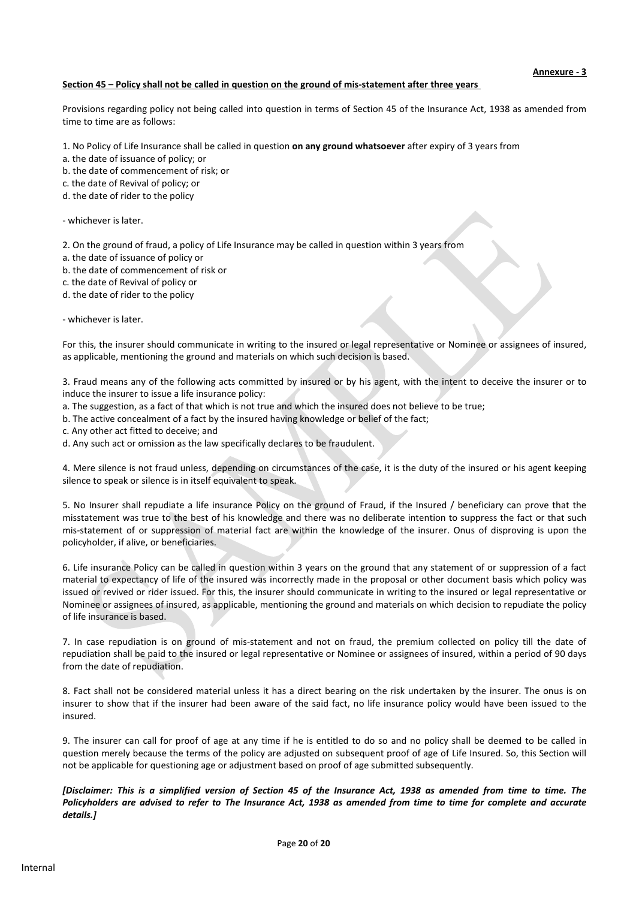**Annexure - 3**

**Section 45 – Policy shall not be called in question on the ground of mis-statement after three years**

Provisions regarding policy not being called into question in terms of Section 45 of the Insurance Act, 1938 as amended from time to time are as follows:

1. No Policy of Life Insurance shall be called in question **on any ground whatsoever** after expiry of 3 years from
a. the date of issuance of policy; or
b. the date of commencement of risk; or
c. the date of Revival of policy; or
d. the date of rider to the policy

- whichever is later.

2. On the ground of fraud, a policy of Life Insurance may be called in question within 3 years from
a. the date of issuance of policy or
b. the date of commencement of risk or
c. the date of Revival of policy or
d. the date of rider to the policy

- whichever is later.

For this, the insurer should communicate in writing to the insured or legal representative or Nominee or assignees of insured, as applicable, mentioning the ground and materials on which such decision is based.

3. Fraud means any of the following acts committed by insured or by his agent, with the intent to deceive the insurer or to induce the insurer to issue a life insurance policy:
a. The suggestion, as a fact of that which is not true and which the insured does not believe to be true;
b. The active concealment of a fact by the insured having knowledge or belief of the fact;
c. Any other act fitted to deceive; and
d. Any such act or omission as the law specifically declares to be fraudulent.

4. Mere silence is not fraud unless, depending on circumstances of the case, it is the duty of the insured or his agent keeping silence to speak or silence is in itself equivalent to speak.

5. No Insurer shall repudiate a life insurance Policy on the ground of Fraud, if the Insured / beneficiary can prove that the misstatement was true to the best of his knowledge and there was no deliberate intention to suppress the fact or that such mis-statement of or suppression of material fact are within the knowledge of the insurer. Onus of disproving is upon the policyholder, if alive, or beneficiaries.

6. Life insurance Policy can be called in question within 3 years on the ground that any statement of or suppression of a fact material to expectancy of life of the insured was incorrectly made in the proposal or other document basis which policy was issued or revived or rider issued. For this, the insurer should communicate in writing to the insured or legal representative or Nominee or assignees of insured, as applicable, mentioning the ground and materials on which decision to repudiate the policy of life insurance is based.

7. In case repudiation is on ground of mis-statement and not on fraud, the premium collected on policy till the date of repudiation shall be paid to the insured or legal representative or Nominee or assignees of insured, within a period of 90 days from the date of repudiation.

8. Fact shall not be considered material unless it has a direct bearing on the risk undertaken by the insurer. The onus is on insurer to show that if the insurer had been aware of the said fact, no life insurance policy would have been issued to the insured.

9. The insurer can call for proof of age at any time if he is entitled to do so and no policy shall be deemed to be called in question merely because the terms of the policy are adjusted on subsequent proof of age of Life Insured. So, this Section will not be applicable for questioning age or adjustment based on proof of age submitted subsequently.

***[Disclaimer: This is a simplified version of Section 45 of the Insurance Act, 1938 as amended from time to time. The Policyholders are advised to refer to The Insurance Act, 1938 as amended from time to time for complete and accurate details.]***